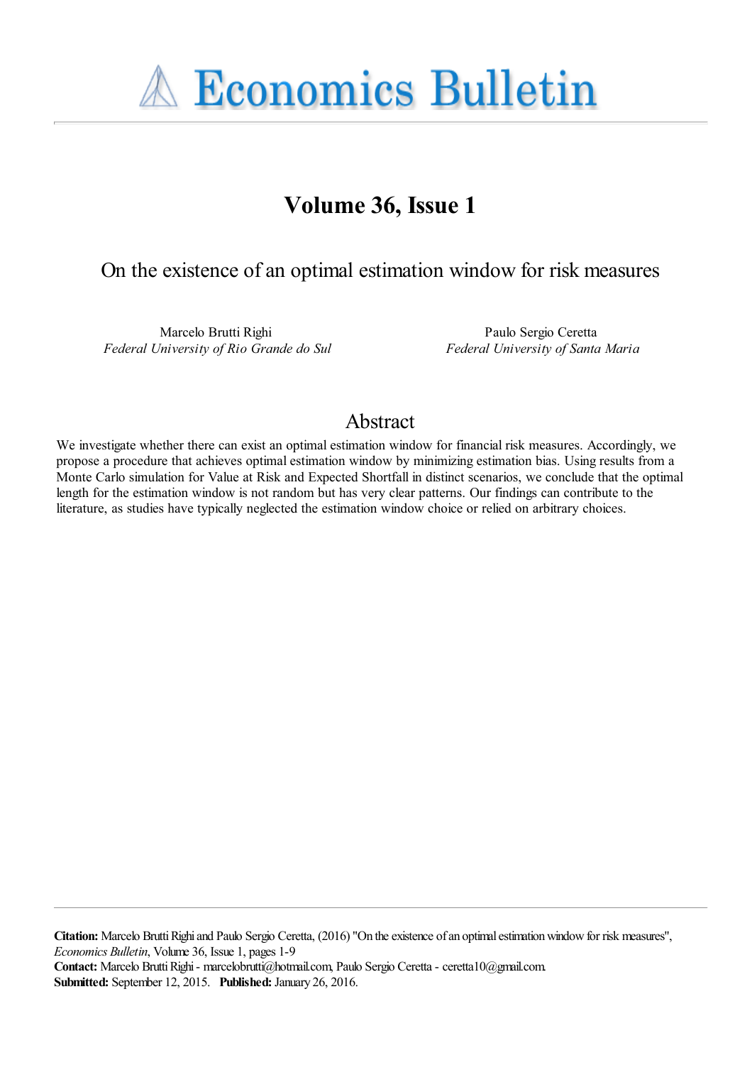# Economics Bulletin

## Volume 36, Issue 1

## On the existence of an optimal estimation window for risk measures

Marcelo Brutti Righi
*Federal University of Rio Grande do Sul*

Paulo Sergio Ceretta
*Federal University of Santa Maria*

## Abstract

We investigate whether there can exist an optimal estimation window for financial risk measures. Accordingly, we propose a procedure that achieves optimal estimation window by minimizing estimation bias. Using results from a Monte Carlo simulation for Value at Risk and Expected Shortfall in distinct scenarios, we conclude that the optimal length for the estimation window is not random but has very clear patterns. Our findings can contribute to the literature, as studies have typically neglected the estimation window choice or relied on arbitrary choices.

**Citation:** Marcelo Brutti Righi and Paulo Sergio Ceretta, (2016) "On the existence of an optimal estimation window for risk measures", *Economics Bulletin*, Volume 36, Issue 1, pages 1-9
**Contact:** Marcelo Brutti Righi - marcelobrutti@hotmail.com, Paulo Sergio Ceretta - ceretta10@gmail.com.
**Submitted:** September 12, 2015. **Published:** January 26, 2016.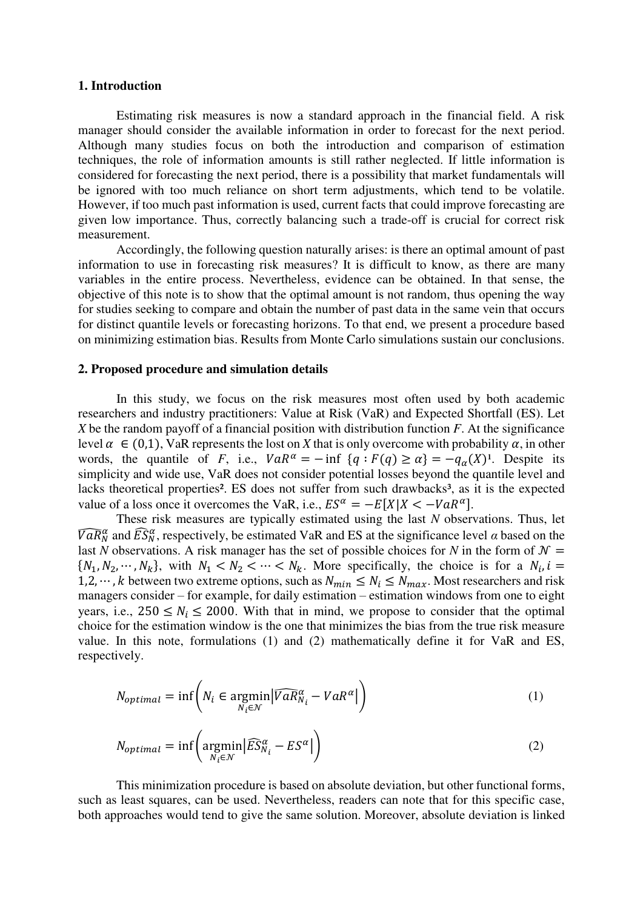## 1. Introduction

Estimating risk measures is now a standard approach in the financial field. A risk manager should consider the available information in order to forecast for the next period. Although many studies focus on both the introduction and comparison of estimation techniques, the role of information amounts is still rather neglected. If little information is considered for forecasting the next period, there is a possibility that market fundamentals will be ignored with too much reliance on short term adjustments, which tend to be volatile. However, if too much past information is used, current facts that could improve forecasting are given low importance. Thus, correctly balancing such a trade-off is crucial for correct risk measurement.

Accordingly, the following question naturally arises: is there an optimal amount of past information to use in forecasting risk measures? It is difficult to know, as there are many variables in the entire process. Nevertheless, evidence can be obtained. In that sense, the objective of this note is to show that the optimal amount is not random, thus opening the way for studies seeking to compare and obtain the number of past data in the same vein that occurs for distinct quantile levels or forecasting horizons. To that end, we present a procedure based on minimizing estimation bias. Results from Monte Carlo simulations sustain our conclusions.

## 2. Proposed procedure and simulation details

In this study, we focus on the risk measures most often used by both academic researchers and industry practitioners: Value at Risk (VaR) and Expected Shortfall (ES). Let $X$ be the random payoff of a financial position with distribution function $F$. At the significance level $\alpha \in (0,1)$, VaR represents the lost on $X$ that is only overcome with probability $\alpha$, in other words, the quantile of $F$, i.e., $VaR^{\alpha} = -\inf\{q : F(q) \geq \alpha\} = -q_{\alpha}(X)$[1]. Despite its simplicity and wide use, VaR does not consider potential losses beyond the quantile level and lacks theoretical properties[2]. ES does not suffer from such drawbacks[3], as it is the expected value of a loss once it overcomes the VaR, i.e., $ES^{\alpha} = -E[X|X < -VaR^{\alpha}]$.

These risk measures are typically estimated using the last $N$ observations. Thus, let $\widehat{VaR}_N^{\alpha}$ and $\widehat{ES}_N^{\alpha}$, respectively, be estimated VaR and ES at the significance level $\alpha$ based on the last $N$ observations. A risk manager has the set of possible choices for $N$ in the form of $\mathcal{N} = \{N_1, N_2, \cdots, N_k\}$, with $N_1 < N_2 < \cdots < N_k$. More specifically, the choice is for a $N_i, i = 1,2,\cdots,k$ between two extreme options, such as $N_{min} \leq N_i \leq N_{max}$. Most researchers and risk managers consider – for example, for daily estimation – estimation windows from one to eight years, i.e., $250 \leq N_i \leq 2000$. With that in mind, we propose to consider that the optimal choice for the estimation window is the one that minimizes the bias from the true risk measure value. In this note, formulations (1) and (2) mathematically define it for VaR and ES, respectively.

$$N_{optimal} = \inf\left(N_i \in \underset{N_i \in \mathcal{N}}{\operatorname{argmin}} \left|\widehat{VaR}_{N_i}^{\alpha} - VaR^{\alpha}\right|\right) \tag{1}$$

$$N_{optimal} = \inf\left(\underset{N_i \in \mathcal{N}}{\operatorname{argmin}} \left|\widehat{ES}_{N_i}^{\alpha} - ES^{\alpha}\right|\right) \tag{2}$$

This minimization procedure is based on absolute deviation, but other functional forms, such as least squares, can be used. Nevertheless, readers can note that for this specific case, both approaches would tend to give the same solution. Moreover, absolute deviation is linked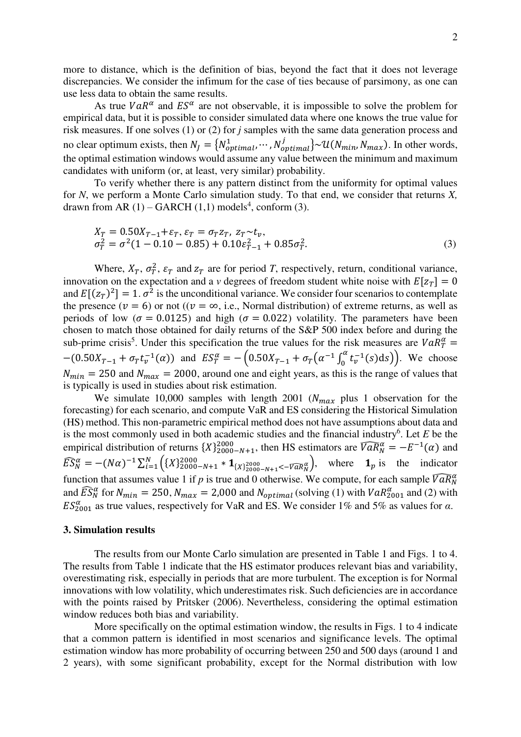more to distance, which is the definition of bias, beyond the fact that it does not leverage discrepancies. We consider the infimum for the case of ties because of parsimony, as one can use less data to obtain the same results.

As true $VaR^{\alpha}$ and $ES^{\alpha}$ are not observable, it is impossible to solve the problem for empirical data, but it is possible to consider simulated data where one knows the true value for risk measures. If one solves (1) or (2) for *j* samples with the same data generation process and no clear optimum exists, then $N_J = \{N^1_{optimal}, \cdots, N^j_{optimal}\} \sim \mathcal{U}(N_{min}, N_{max})$. In other words, the optimal estimation windows would assume any value between the minimum and maximum candidates with uniform (or, at least, very similar) probability.

To verify whether there is any pattern distinct from the uniformity for optimal values for *N*, we perform a Monte Carlo simulation study. To that end, we consider that returns *X*, drawn from AR (1) – GARCH (1,1) models[4], conform (3).

$$X_T = 0.50X_{T-1} + \varepsilon_T,\ \varepsilon_T = \sigma_T z_T,\ z_T \sim t_v,$$
$$\sigma^2_T = \sigma^2(1 - 0.10 - 0.85) + 0.10\varepsilon^2_{T-1} + 0.85\sigma^2_T. \tag{3}$$

Where, $X_T$, $\sigma^2_T$, $\varepsilon_T$ and $z_T$ are for period *T*, respectively, return, conditional variance, innovation on the expectation and a *v* degrees of freedom student white noise with $E[z_T] = 0$ and $E[(z_T)^2] = 1$. $\sigma^2$ is the unconditional variance. We consider four scenarios to contemplate the presence ($v = 6$) or not (($v = \infty$, i.e., Normal distribution) of extreme returns, as well as periods of low ($\sigma = 0.0125$) and high ($\sigma = 0.022$) volatility. The parameters have been chosen to match those obtained for daily returns of the S&P 500 index before and during the sub-prime crisis[5]. Under this specification the true values for the risk measures are $VaR^{\alpha}_T = -(0.50X_{T-1} + \sigma_T t^{-1}_v(\alpha))$ and $ES^{\alpha}_T = -\left(0.50X_{T-1} + \sigma_T\left(\alpha^{-1}\int_0^{\alpha} t^{-1}_v(s)\mathrm{d}s\right)\right)$. We choose $N_{min} = 250$ and $N_{max} = 2000$, around one and eight years, as this is the range of values that is typically is used in studies about risk estimation.

We simulate 10,000 samples with length 2001 ($N_{max}$ plus 1 observation for the forecasting) for each scenario, and compute VaR and ES considering the Historical Simulation (HS) method. This non-parametric empirical method does not have assumptions about data and is the most commonly used in both academic studies and the financial industry[6]. Let *E* be the empirical distribution of returns $\{X\}^{2000}_{2000-N+1}$, then HS estimators are $\widehat{VaR}^{\alpha}_N = -E^{-1}(\alpha)$ and $\widehat{ES}^{\alpha}_N = -(N\alpha)^{-1}\sum_{i=1}^{N}\left(\{X\}^{2000}_{2000-N+1} * \mathbf{1}_{\{X\}^{2000}_{2000-N+1} < -\widehat{VaR}^{\alpha}_N}\right)$, where $\mathbf{1}_p$ is the indicator function that assumes value 1 if *p* is true and 0 otherwise. We compute, for each sample $\widehat{VaR}^{\alpha}_N$ and $\widehat{ES}^{\alpha}_N$ for $N_{min} = 250$, $N_{max} = 2{,}000$ and $N_{optimal}$ (solving (1) with $VaR^{\alpha}_{2001}$ and (2) with $ES^{\alpha}_{2001}$ as true values, respectively for VaR and ES. We consider 1% and 5% as values for *α*.

## 3. Simulation results

The results from our Monte Carlo simulation are presented in Table 1 and Figs. 1 to 4. The results from Table 1 indicate that the HS estimator produces relevant bias and variability, overestimating risk, especially in periods that are more turbulent. The exception is for Normal innovations with low volatility, which underestimates risk. Such deficiencies are in accordance with the points raised by Pritsker (2006). Nevertheless, considering the optimal estimation window reduces both bias and variability.

More specifically on the optimal estimation window, the results in Figs. 1 to 4 indicate that a common pattern is identified in most scenarios and significance levels. The optimal estimation window has more probability of occurring between 250 and 500 days (around 1 and 2 years), with some significant probability, except for the Normal distribution with low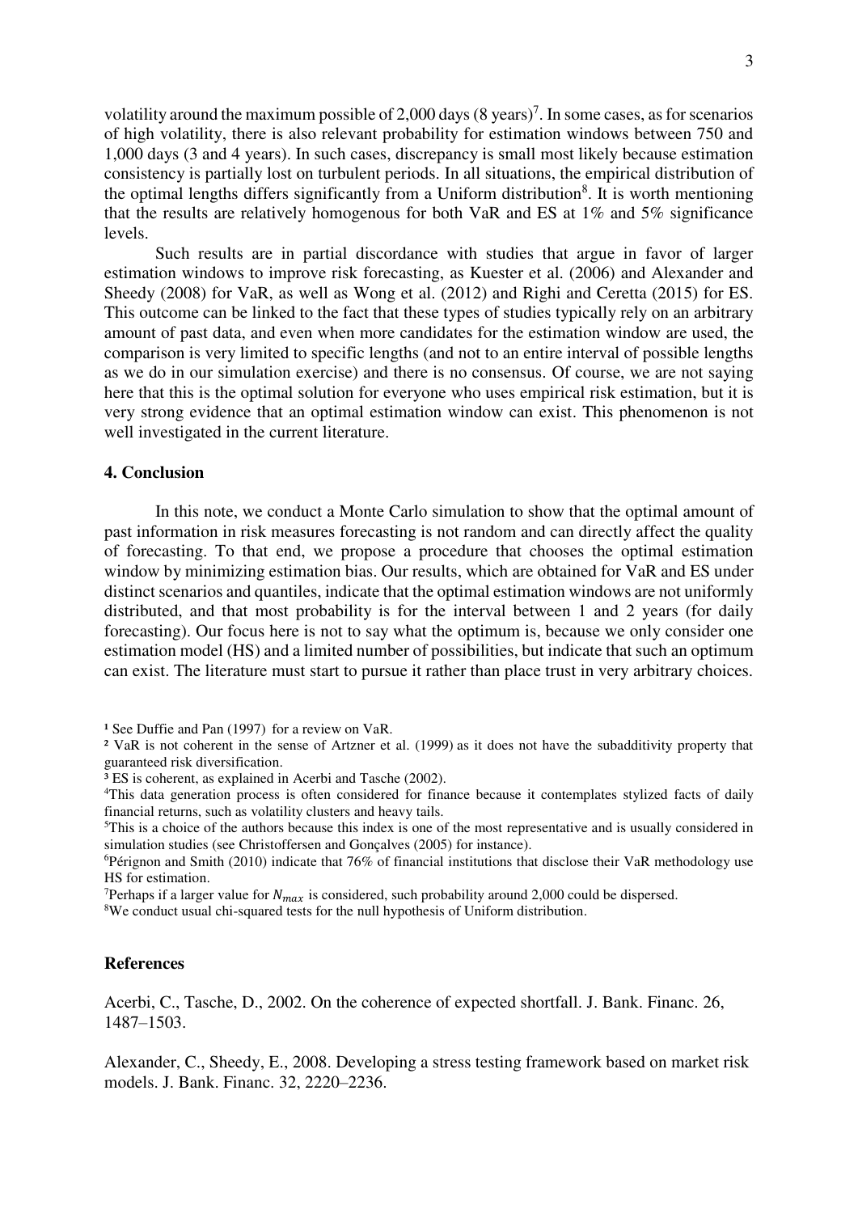volatility around the maximum possible of 2,000 days (8 years)[7]. In some cases, as for scenarios of high volatility, there is also relevant probability for estimation windows between 750 and 1,000 days (3 and 4 years). In such cases, discrepancy is small most likely because estimation consistency is partially lost on turbulent periods. In all situations, the empirical distribution of the optimal lengths differs significantly from a Uniform distribution[8]. It is worth mentioning that the results are relatively homogenous for both VaR and ES at 1% and 5% significance levels.

Such results are in partial discordance with studies that argue in favor of larger estimation windows to improve risk forecasting, as Kuester et al. (2006) and Alexander and Sheedy (2008) for VaR, as well as Wong et al. (2012) and Righi and Ceretta (2015) for ES. This outcome can be linked to the fact that these types of studies typically rely on an arbitrary amount of past data, and even when more candidates for the estimation window are used, the comparison is very limited to specific lengths (and not to an entire interval of possible lengths as we do in our simulation exercise) and there is no consensus. Of course, we are not saying here that this is the optimal solution for everyone who uses empirical risk estimation, but it is very strong evidence that an optimal estimation window can exist. This phenomenon is not well investigated in the current literature.

## 4. Conclusion

In this note, we conduct a Monte Carlo simulation to show that the optimal amount of past information in risk measures forecasting is not random and can directly affect the quality of forecasting. To that end, we propose a procedure that chooses the optimal estimation window by minimizing estimation bias. Our results, which are obtained for VaR and ES under distinct scenarios and quantiles, indicate that the optimal estimation windows are not uniformly distributed, and that most probability is for the interval between 1 and 2 years (for daily forecasting). Our focus here is not to say what the optimum is, because we only consider one estimation model (HS) and a limited number of possibilities, but indicate that such an optimum can exist. The literature must start to pursue it rather than place trust in very arbitrary choices.

[1] See Duffie and Pan (1997) for a review on VaR.

[2] VaR is not coherent in the sense of Artzner et al. (1999) as it does not have the subadditivity property that guaranteed risk diversification.

[3] ES is coherent, as explained in Acerbi and Tasche (2002).

[4] This data generation process is often considered for finance because it contemplates stylized facts of daily financial returns, such as volatility clusters and heavy tails.

[5] This is a choice of the authors because this index is one of the most representative and is usually considered in simulation studies (see Christoffersen and Gonçalves (2005) for instance).

[6] Pérignon and Smith (2010) indicate that 76% of financial institutions that disclose their VaR methodology use HS for estimation.

[7] Perhaps if a larger value for $N_{max}$ is considered, such probability around 2,000 could be dispersed.

[8] We conduct usual chi-squared tests for the null hypothesis of Uniform distribution.

## References

Acerbi, C., Tasche, D., 2002. On the coherence of expected shortfall. J. Bank. Financ. 26, 1487–1503.

Alexander, C., Sheedy, E., 2008. Developing a stress testing framework based on market risk models. J. Bank. Financ. 32, 2220–2236.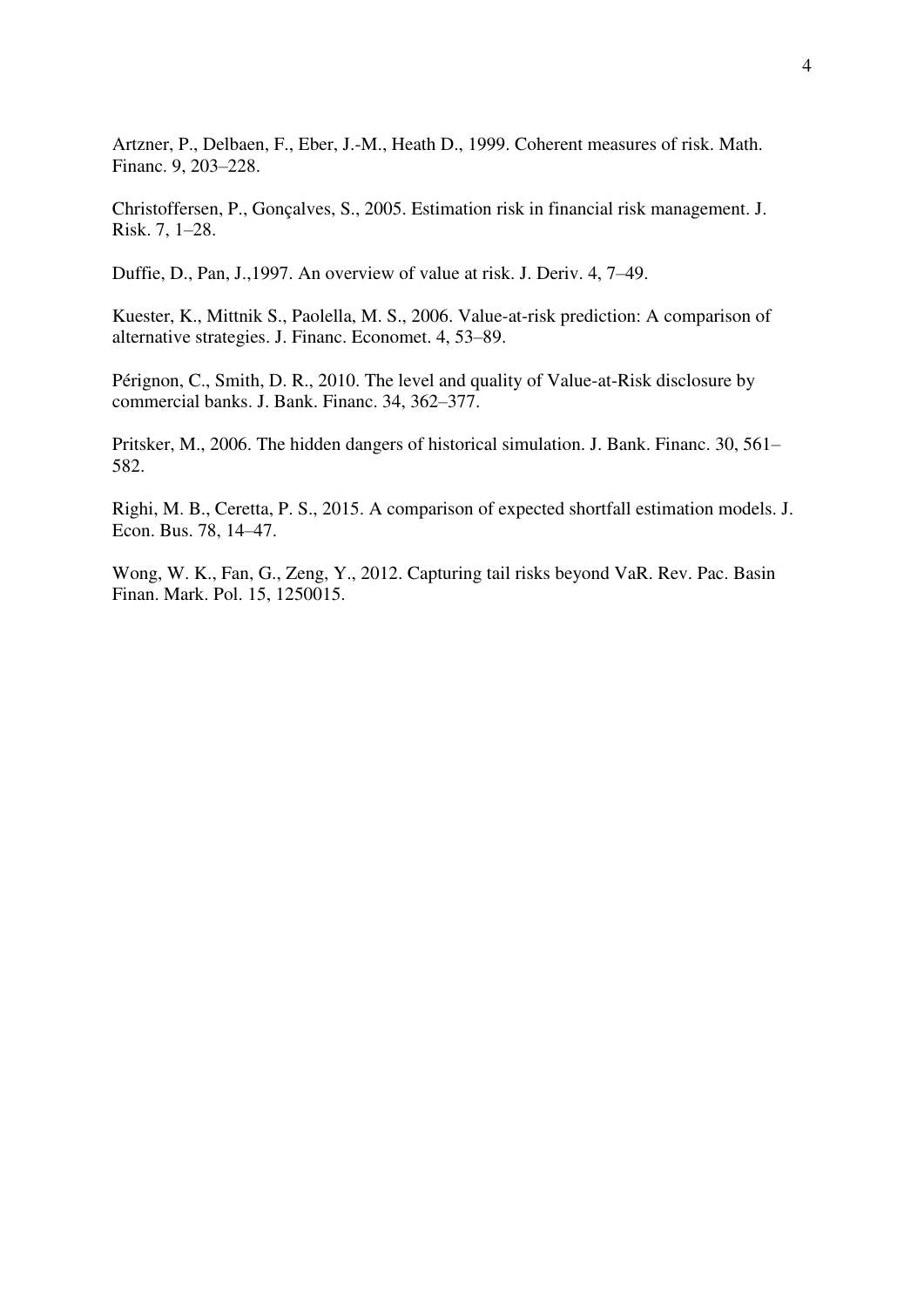Artzner, P., Delbaen, F., Eber, J.-M., Heath D., 1999. Coherent measures of risk. Math. Financ. 9, 203–228.

Christoffersen, P., Gonçalves, S., 2005. Estimation risk in financial risk management. J. Risk. 7, 1–28.

Duffie, D., Pan, J.,1997. An overview of value at risk. J. Deriv. 4, 7–49.

Kuester, K., Mittnik S., Paolella, M. S., 2006. Value-at-risk prediction: A comparison of alternative strategies. J. Financ. Economet. 4, 53–89.

Pérignon, C., Smith, D. R., 2010. The level and quality of Value-at-Risk disclosure by commercial banks. J. Bank. Financ. 34, 362–377.

Pritsker, M., 2006. The hidden dangers of historical simulation. J. Bank. Financ. 30, 561–582.

Righi, M. B., Ceretta, P. S., 2015. A comparison of expected shortfall estimation models. J. Econ. Bus. 78, 14–47.

Wong, W. K., Fan, G., Zeng, Y., 2012. Capturing tail risks beyond VaR. Rev. Pac. Basin Finan. Mark. Pol. 15, 1250015.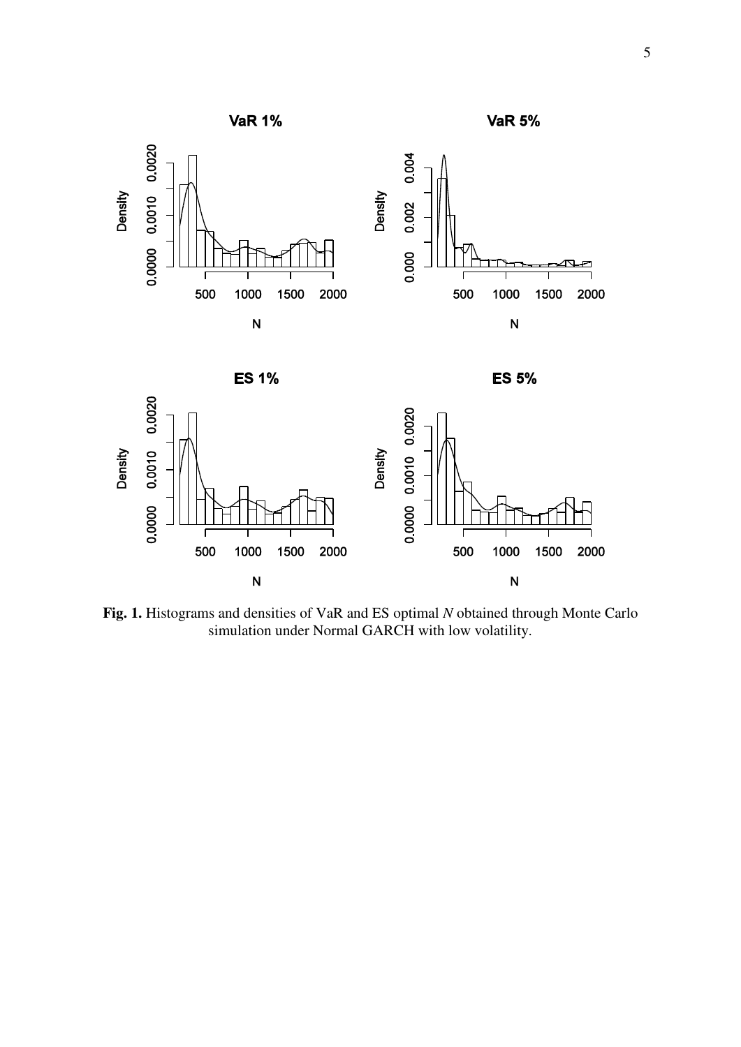**Fig. 1.** Histograms and densities of VaR and ES optimal *N* obtained through Monte Carlo simulation under Normal GARCH with low volatility.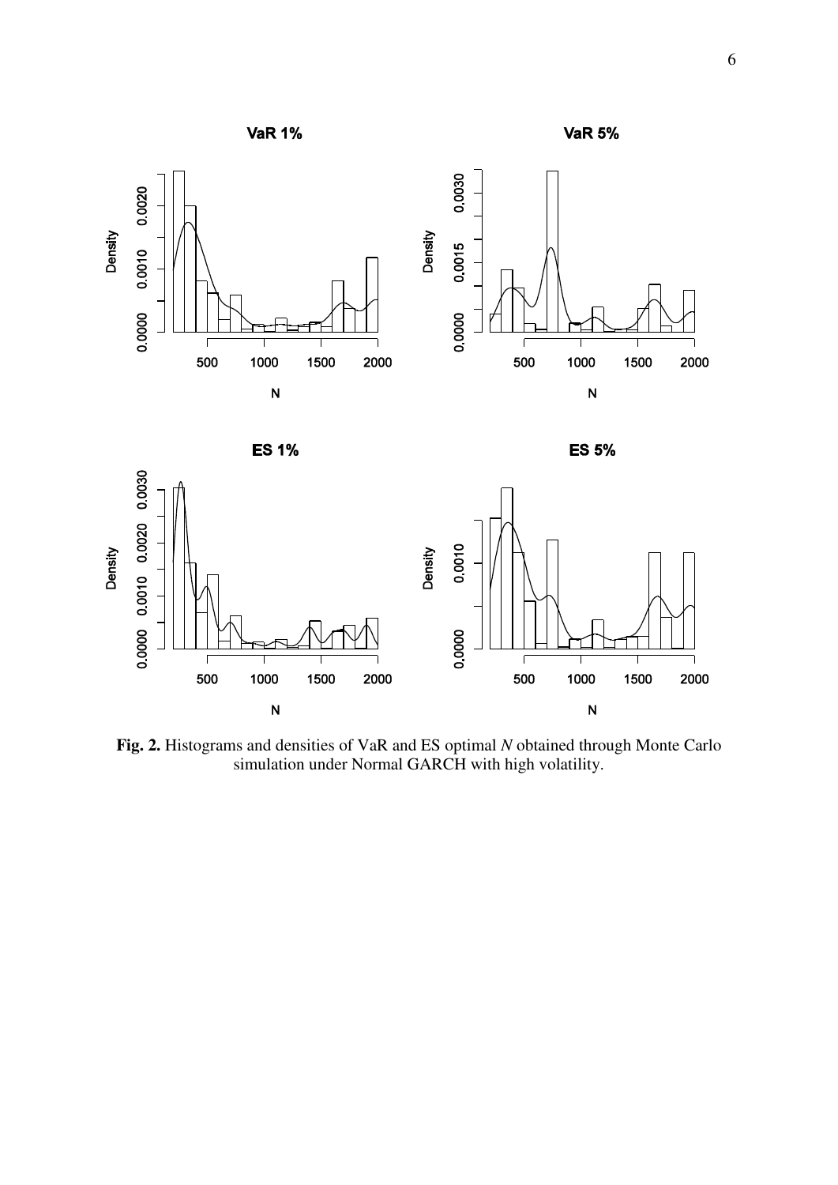**Fig. 2.** Histograms and densities of VaR and ES optimal *N* obtained through Monte Carlo simulation under Normal GARCH with high volatility.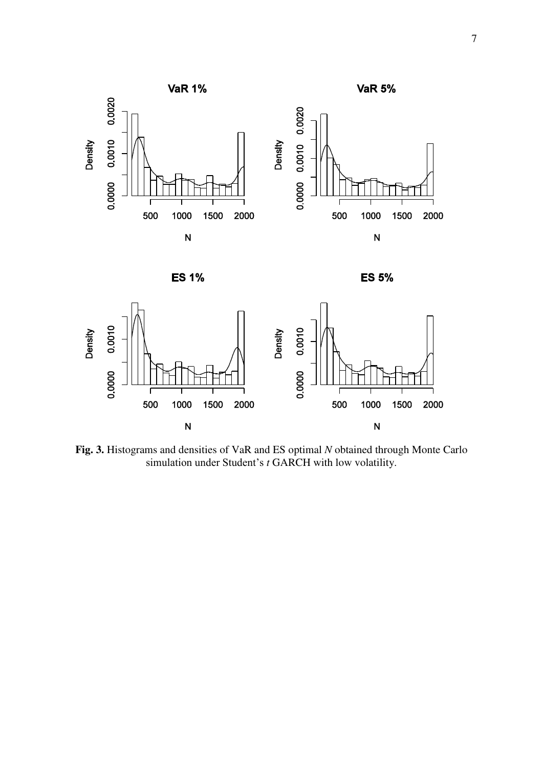**Fig. 3.** Histograms and densities of VaR and ES optimal *N* obtained through Monte Carlo simulation under Student's *t* GARCH with low volatility.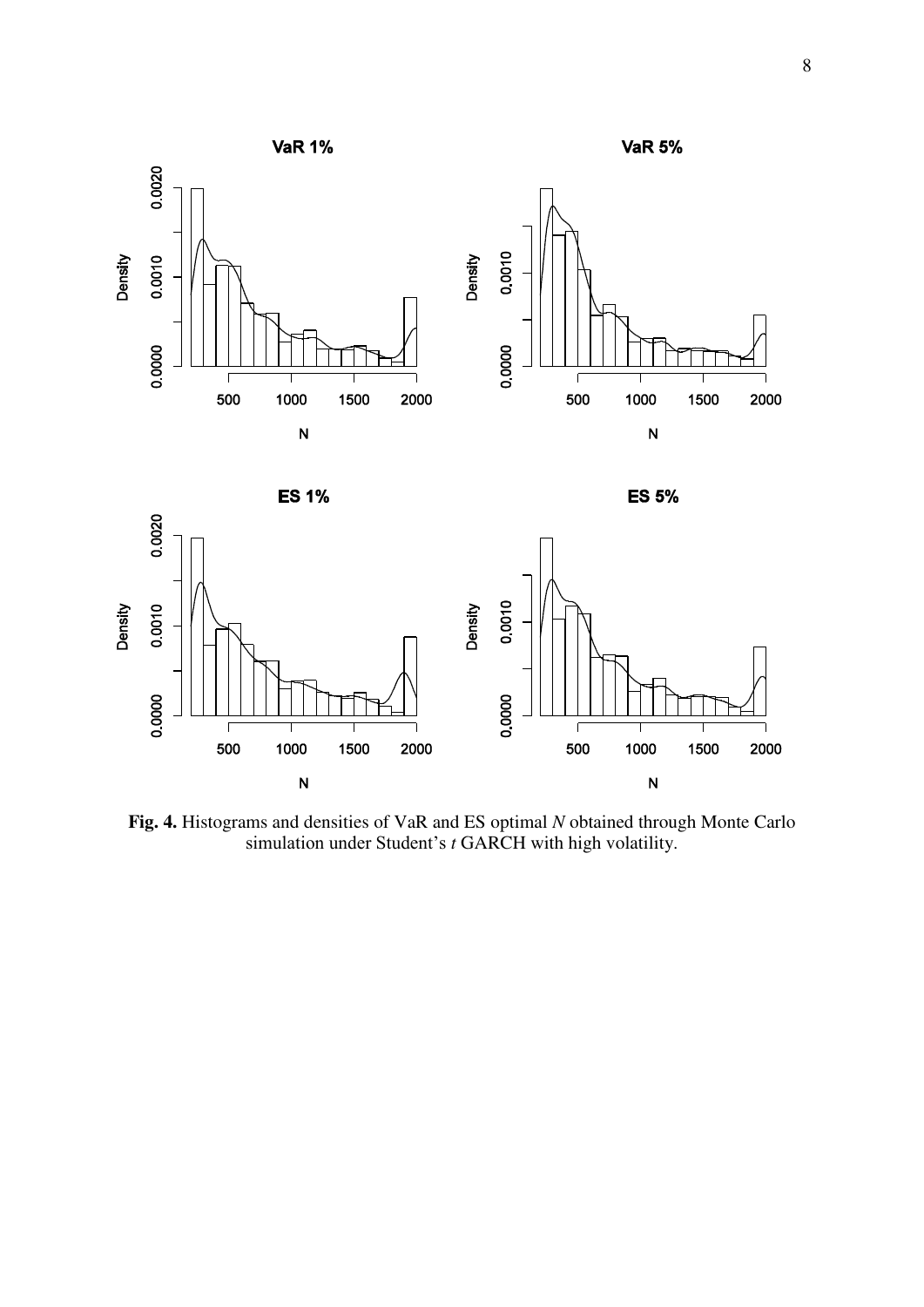**Fig. 4.** Histograms and densities of VaR and ES optimal *N* obtained through Monte Carlo simulation under Student's *t* GARCH with high volatility.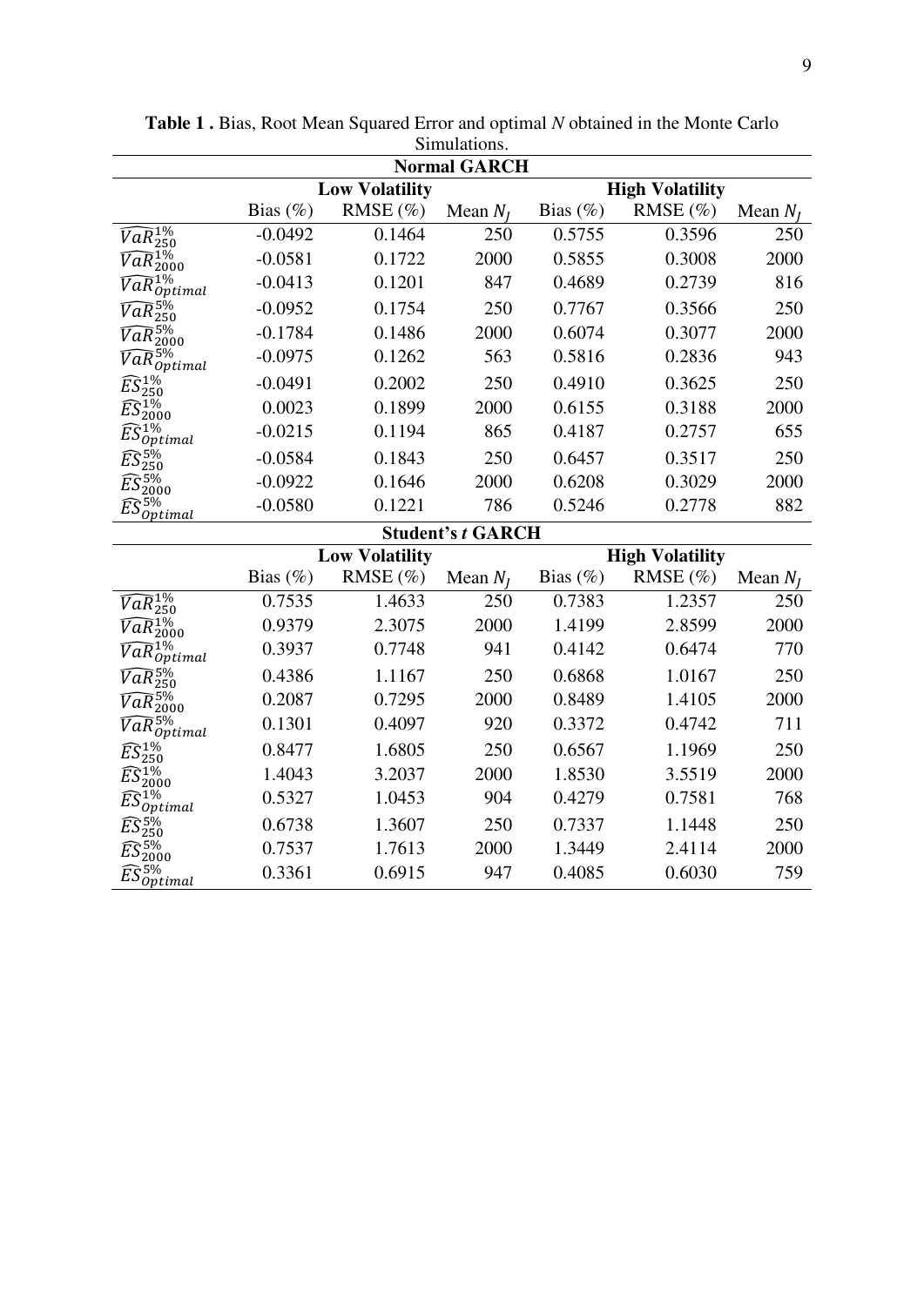**Table 1 .** Bias, Root Mean Squared Error and optimal *N* obtained in the Monte Carlo Simulations.

| | **Normal GARCH** | | | | | |
|---|---|---|---|---|---|---|
| | **Low Volatility** | | | **High Volatility** | | |
| | Bias (%) | RMSE (%) | Mean $N_J$ | Bias (%) | RMSE (%) | Mean $N_J$ |
| $\widehat{VaR}^{1\%}_{250}$ | -0.0492 | 0.1464 | 250 | 0.5755 | 0.3596 | 250 |
| $\widehat{VaR}^{1\%}_{2000}$ | -0.0581 | 0.1722 | 2000 | 0.5855 | 0.3008 | 2000 |
| $\widehat{VaR}^{1\%}_{Optimal}$ | -0.0413 | 0.1201 | 847 | 0.4689 | 0.2739 | 816 |
| $\widehat{VaR}^{5\%}_{250}$ | -0.0952 | 0.1754 | 250 | 0.7767 | 0.3566 | 250 |
| $\widehat{VaR}^{5\%}_{2000}$ | -0.1784 | 0.1486 | 2000 | 0.6074 | 0.3077 | 2000 |
| $\widehat{VaR}^{5\%}_{Optimal}$ | -0.0975 | 0.1262 | 563 | 0.5816 | 0.2836 | 943 |
| $\widehat{ES}^{1\%}_{250}$ | -0.0491 | 0.2002 | 250 | 0.4910 | 0.3625 | 250 |
| $\widehat{ES}^{1\%}_{2000}$ | 0.0023 | 0.1899 | 2000 | 0.6155 | 0.3188 | 2000 |
| $\widehat{ES}^{1\%}_{Optimal}$ | -0.0215 | 0.1194 | 865 | 0.4187 | 0.2757 | 655 |
| $\widehat{ES}^{5\%}_{250}$ | -0.0584 | 0.1843 | 250 | 0.6457 | 0.3517 | 250 |
| $\widehat{ES}^{5\%}_{2000}$ | -0.0922 | 0.1646 | 2000 | 0.6208 | 0.3029 | 2000 |
| $\widehat{ES}^{5\%}_{Optimal}$ | -0.0580 | 0.1221 | 786 | 0.5246 | 0.2778 | 882 |
| | **Student's *t* GARCH** | | | | | |
| | **Low Volatility** | | | **High Volatility** | | |
| | Bias (%) | RMSE (%) | Mean $N_J$ | Bias (%) | RMSE (%) | Mean $N_J$ |
| $\widehat{VaR}^{1\%}_{250}$ | 0.7535 | 1.4633 | 250 | 0.7383 | 1.2357 | 250 |
| $\widehat{VaR}^{1\%}_{2000}$ | 0.9379 | 2.3075 | 2000 | 1.4199 | 2.8599 | 2000 |
| $\widehat{VaR}^{1\%}_{Optimal}$ | 0.3937 | 0.7748 | 941 | 0.4142 | 0.6474 | 770 |
| $\widehat{VaR}^{5\%}_{250}$ | 0.4386 | 1.1167 | 250 | 0.6868 | 1.0167 | 250 |
| $\widehat{VaR}^{5\%}_{2000}$ | 0.2087 | 0.7295 | 2000 | 0.8489 | 1.4105 | 2000 |
| $\widehat{VaR}^{5\%}_{Optimal}$ | 0.1301 | 0.4097 | 920 | 0.3372 | 0.4742 | 711 |
| $\widehat{ES}^{1\%}_{250}$ | 0.8477 | 1.6805 | 250 | 0.6567 | 1.1969 | 250 |
| $\widehat{ES}^{1\%}_{2000}$ | 1.4043 | 3.2037 | 2000 | 1.8530 | 3.5519 | 2000 |
| $\widehat{ES}^{1\%}_{Optimal}$ | 0.5327 | 1.0453 | 904 | 0.4279 | 0.7581 | 768 |
| $\widehat{ES}^{5\%}_{250}$ | 0.6738 | 1.3607 | 250 | 0.7337 | 1.1448 | 250 |
| $\widehat{ES}^{5\%}_{2000}$ | 0.7537 | 1.7613 | 2000 | 1.3449 | 2.4114 | 2000 |
| $\widehat{ES}^{5\%}_{Optimal}$ | 0.3361 | 0.6915 | 947 | 0.4085 | 0.6030 | 759 |